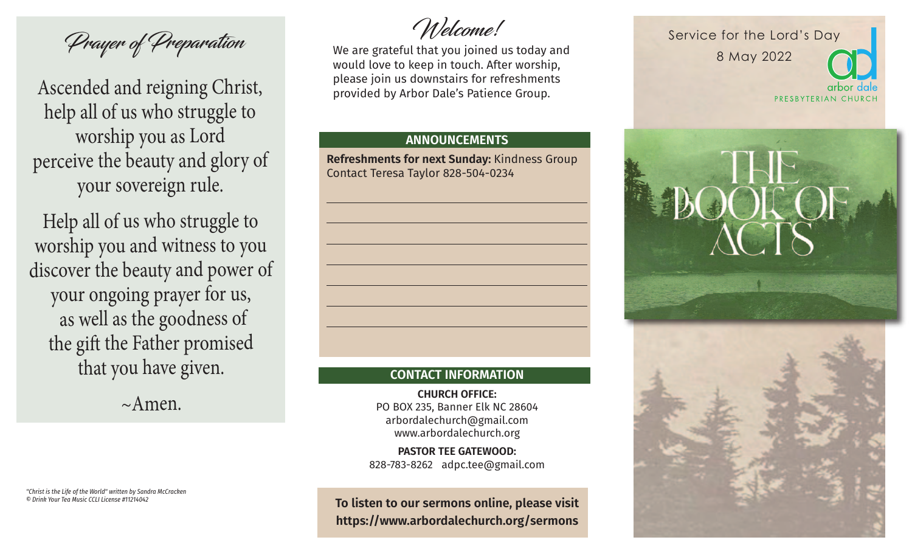# Prayer of Preparation

Ascended and reigning Christ,
help all of us who struggle to
worship you as Lord
perceive the beauty and glory of
your sovereign rule.

Help all of us who struggle to
worship you and witness to you
discover the beauty and power of
your ongoing prayer for us,
as well as the goodness of
the gift the Father promised
that you have given.

~Amen.

*"Christ is the Life of the World" written by Sandra McCracken*
*© Drink Your Tea Music CCLI License #11214042*

# Welcome!

We are grateful that you joined us today and would love to keep in touch. After worship, please join us downstairs for refreshments provided by Arbor Dale's Patience Group.

## ANNOUNCEMENTS

**Refreshments for next Sunday:** Kindness Group
Contact Teresa Taylor 828-504-0234

## CONTACT INFORMATION

**CHURCH OFFICE:**
PO BOX 235, Banner Elk NC 28604
arbordalechurch@gmail.com
www.arbordalechurch.org

**PASTOR TEE GATEWOOD:**
828-783-8262 adpc.tee@gmail.com

**To listen to our sermons online, please visit https://www.arbordalechurch.org/sermons**

Service for the Lord's Day
8 May 2022

arbor dale
PRESBYTERIAN CHURCH

THE BOOK OF ACTS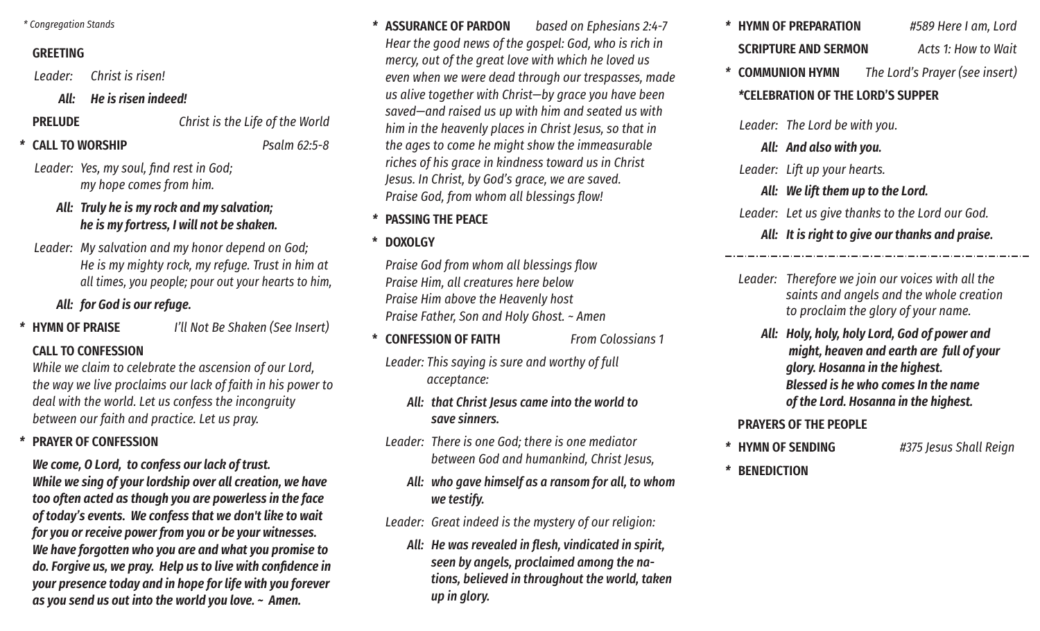\* *Congregation Stands*

**GREETING**

*Leader: Christ is risen!*

***All: He is risen indeed!***

**PRELUDE** *Christ is the Life of the World*

\* **CALL TO WORSHIP** *Psalm 62:5-8*

*Leader: Yes, my soul, find rest in God; my hope comes from him.*

***All: Truly he is my rock and my salvation; he is my fortress, I will not be shaken.***

*Leader: My salvation and my honor depend on God; He is my mighty rock, my refuge. Trust in him at all times, you people; pour out your hearts to him,*

***All: for God is our refuge.***

\* **HYMN OF PRAISE** *I'll Not Be Shaken (See Insert)*

**CALL TO CONFESSION**

*While we claim to celebrate the ascension of our Lord, the way we live proclaims our lack of faith in his power to deal with the world. Let us confess the incongruity between our faith and practice. Let us pray.*

\* **PRAYER OF CONFESSION**

***We come, O Lord, to confess our lack of trust. While we sing of your lordship over all creation, we have too often acted as though you are powerless in the face of today's events. We confess that we don't like to wait for you or receive power from you or be your witnesses. We have forgotten who you are and what you promise to do. Forgive us, we pray. Help us to live with confidence in your presence today and in hope for life with you forever as you send us out into the world you love. ~ Amen.***

\* **ASSURANCE OF PARDON** *based on Ephesians 2:4-7*

*Hear the good news of the gospel: God, who is rich in mercy, out of the great love with which he loved us even when we were dead through our trespasses, made us alive together with Christ—by grace you have been saved—and raised us up with him and seated us with him in the heavenly places in Christ Jesus, so that in the ages to come he might show the immeasurable riches of his grace in kindness toward us in Christ Jesus. In Christ, by God's grace, we are saved. Praise God, from whom all blessings flow!*

\* **PASSING THE PEACE**

\* **DOXOLGY**

*Praise God from whom all blessings flow*
*Praise Him, all creatures here below*
*Praise Him above the Heavenly host*
*Praise Father, Son and Holy Ghost. ~ Amen*

\* **CONFESSION OF FAITH** *From Colossians 1*

*Leader: This saying is sure and worthy of full acceptance:*

***All: that Christ Jesus came into the world to save sinners.***

*Leader: There is one God; there is one mediator between God and humankind, Christ Jesus,*

***All: who gave himself as a ransom for all, to whom we testify.***

*Leader: Great indeed is the mystery of our religion:*

***All: He was revealed in flesh, vindicated in spirit, seen by angels, proclaimed among the nations, believed in throughout the world, taken up in glory.***

\* **HYMN OF PREPARATION** *#589 Here I am, Lord*

**SCRIPTURE AND SERMON** *Acts 1: How to Wait*

\* **COMMUNION HYMN** *The Lord's Prayer (see insert)*

***\*CELEBRATION OF THE LORD'S SUPPER***

*Leader: The Lord be with you.*

***All: And also with you.***

*Leader: Lift up your hearts.*

***All: We lift them up to the Lord.***

*Leader: Let us give thanks to the Lord our God.*

***All: It is right to give our thanks and praise.***

---

*Leader: Therefore we join our voices with all the saints and angels and the whole creation to proclaim the glory of your name.*

***All: Holy, holy, holy Lord, God of power and might, heaven and earth are full of your glory. Hosanna in the highest. Blessed is he who comes In the name of the Lord. Hosanna in the highest.***

**PRAYERS OF THE PEOPLE**

\* **HYMN OF SENDING** *#375 Jesus Shall Reign*

\* **BENEDICTION**